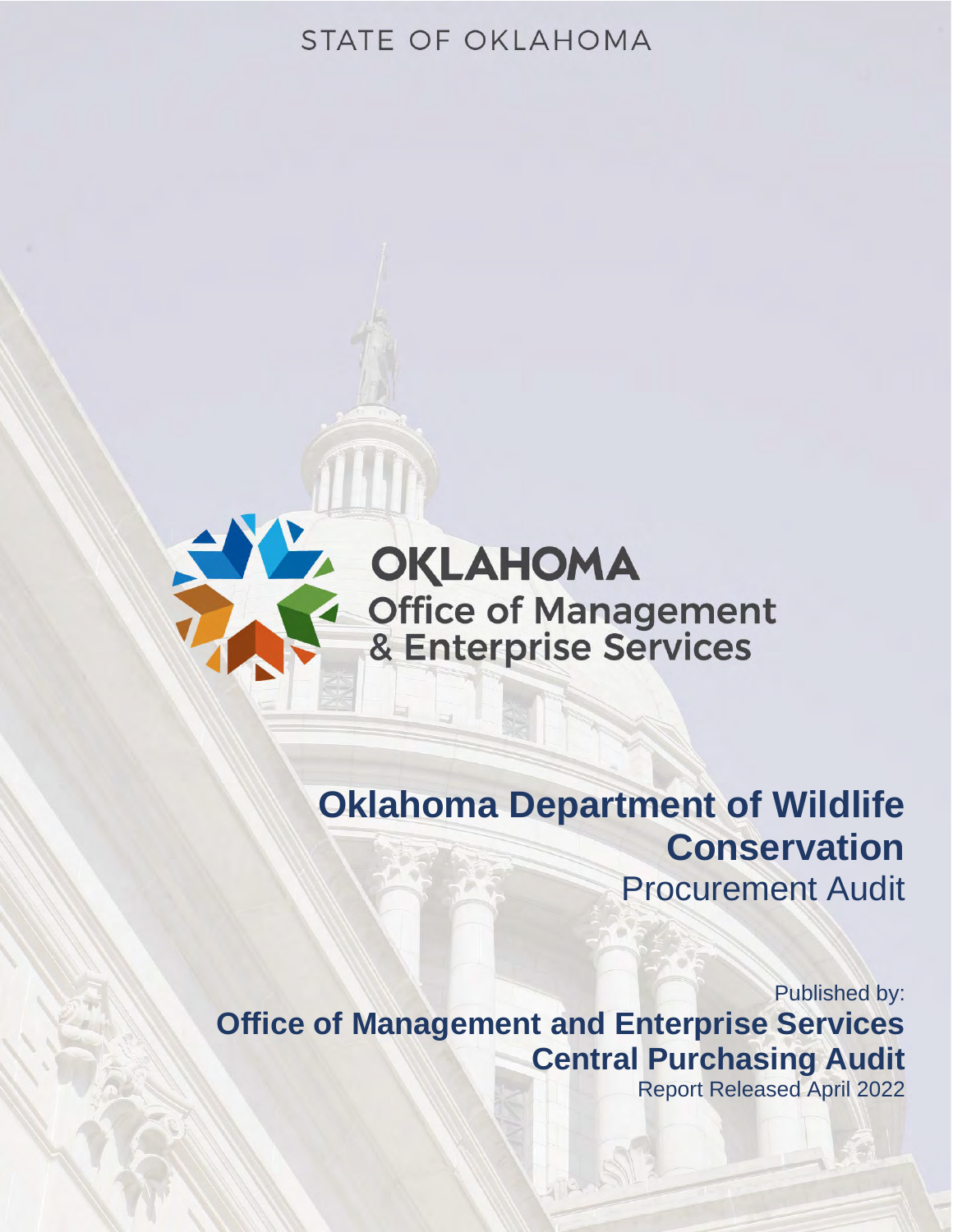STATE OF OKLAHOMA

OKLAHOMA
Office of Management
& Enterprise Services

# Oklahoma Department of Wildlife Conservation

Procurement Audit

Published by:

**Office of Management and Enterprise Services**

**Central Purchasing Audit**

Report Released April 2022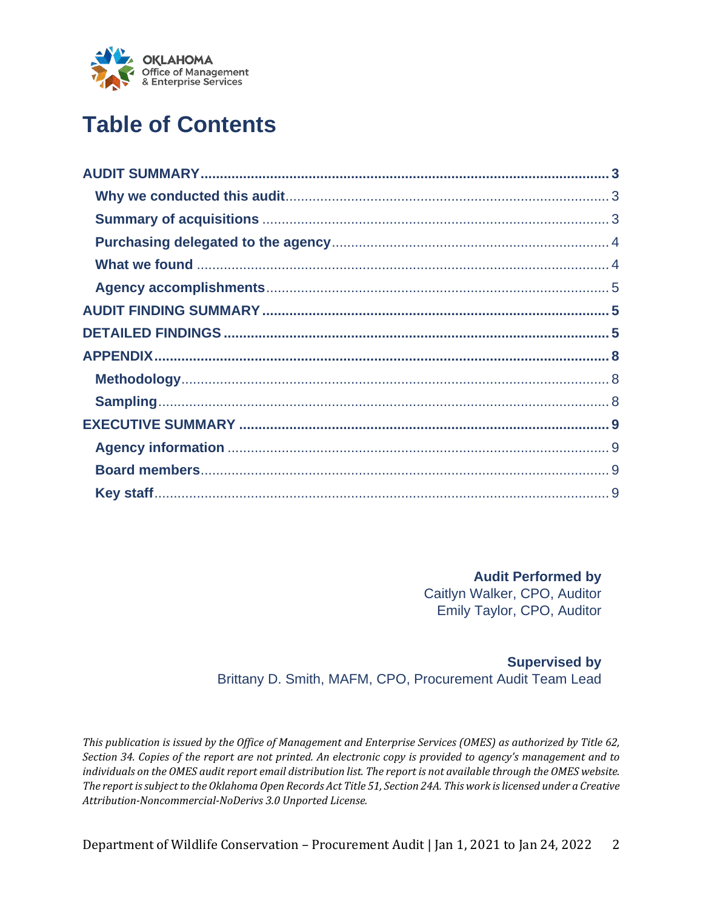# Table of Contents

| | |
|---|---|
| **AUDIT SUMMARY** | **3** |
| **Why we conducted this audit** | 3 |
| **Summary of acquisitions** | 3 |
| **Purchasing delegated to the agency** | 4 |
| **What we found** | 4 |
| **Agency accomplishments** | 5 |
| **AUDIT FINDING SUMMARY** | **5** |
| **DETAILED FINDINGS** | **5** |
| **APPENDIX** | **8** |
| **Methodology** | 8 |
| **Sampling** | 8 |
| **EXECUTIVE SUMMARY** | **9** |
| **Agency information** | 9 |
| **Board members** | 9 |
| **Key staff** | 9 |

**Audit Performed by**
Caitlyn Walker, CPO, Auditor
Emily Taylor, CPO, Auditor

**Supervised by**
Brittany D. Smith, MAFM, CPO, Procurement Audit Team Lead

*This publication is issued by the Office of Management and Enterprise Services (OMES) as authorized by Title 62, Section 34. Copies of the report are not printed. An electronic copy is provided to agency's management and to individuals on the OMES audit report email distribution list. The report is not available through the OMES website. The report is subject to the Oklahoma Open Records Act Title 51, Section 24A. This work is licensed under a Creative Attribution-Noncommercial-NoDerivs 3.0 Unported License.*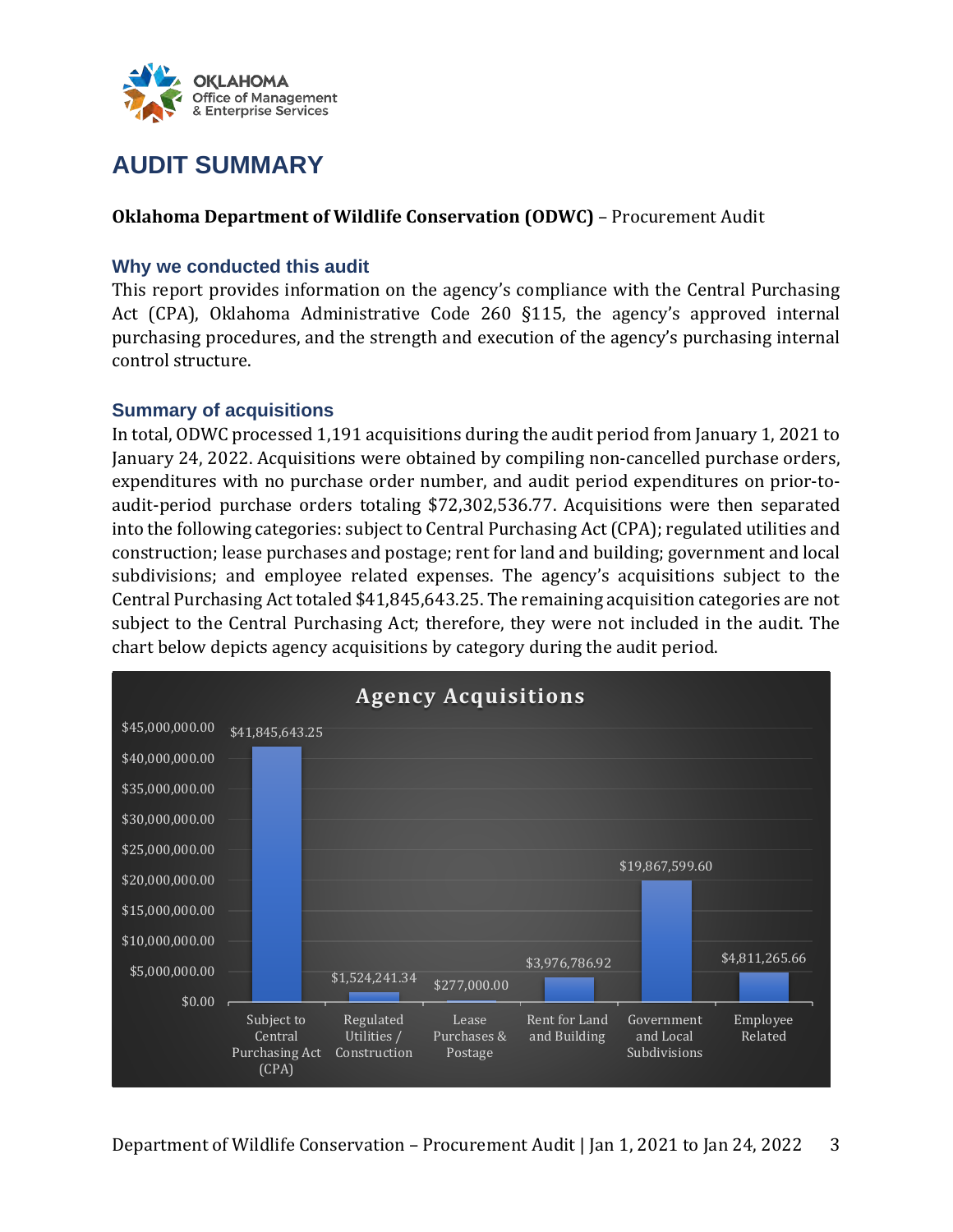# AUDIT SUMMARY

**Oklahoma Department of Wildlife Conservation (ODWC)** – Procurement Audit

## Why we conducted this audit

This report provides information on the agency's compliance with the Central Purchasing Act (CPA), Oklahoma Administrative Code 260 §115, the agency's approved internal purchasing procedures, and the strength and execution of the agency's purchasing internal control structure.

## Summary of acquisitions

In total, ODWC processed 1,191 acquisitions during the audit period from January 1, 2021 to January 24, 2022. Acquisitions were obtained by compiling non-cancelled purchase orders, expenditures with no purchase order number, and audit period expenditures on prior-to-audit-period purchase orders totaling $72,302,536.77. Acquisitions were then separated into the following categories: subject to Central Purchasing Act (CPA); regulated utilities and construction; lease purchases and postage; rent for land and building; government and local subdivisions; and employee related expenses. The agency's acquisitions subject to the Central Purchasing Act totaled $41,845,643.25. The remaining acquisition categories are not subject to the Central Purchasing Act; therefore, they were not included in the audit. The chart below depicts agency acquisitions by category during the audit period.

**Agency Acquisitions**

| Category | Amount |
|---|---|
| Subject to Central Purchasing Act (CPA) | $41,845,643.25 |
| Regulated Utilities / Construction | $1,524,241.34 |
| Lease Purchases & Postage | $277,000.00 |
| Rent for Land and Building | $3,976,786.92 |
| Government and Local Subdivisions | $19,867,599.60 |
| Employee Related | $4,811,265.66 |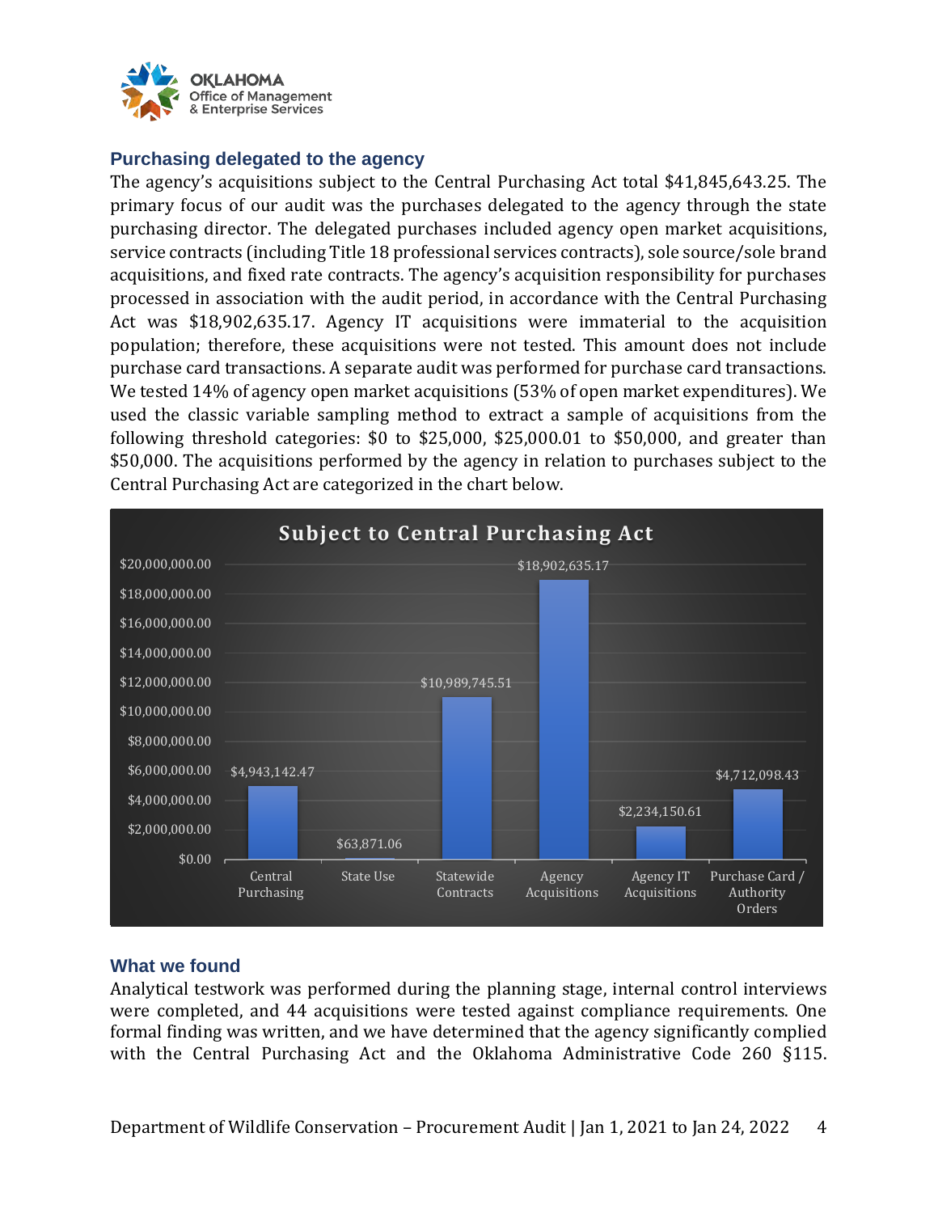## Purchasing delegated to the agency

The agency's acquisitions subject to the Central Purchasing Act total $41,845,643.25. The primary focus of our audit was the purchases delegated to the agency through the state purchasing director. The delegated purchases included agency open market acquisitions, service contracts (including Title 18 professional services contracts), sole source/sole brand acquisitions, and fixed rate contracts. The agency's acquisition responsibility for purchases processed in association with the audit period, in accordance with the Central Purchasing Act was $18,902,635.17. Agency IT acquisitions were immaterial to the acquisition population; therefore, these acquisitions were not tested. This amount does not include purchase card transactions. A separate audit was performed for purchase card transactions. We tested 14% of agency open market acquisitions (53% of open market expenditures). We used the classic variable sampling method to extract a sample of acquisitions from the following threshold categories: $0 to $25,000, $25,000.01 to $50,000, and greater than $50,000. The acquisitions performed by the agency in relation to purchases subject to the Central Purchasing Act are categorized in the chart below.

**Subject to Central Purchasing Act**

| Category | Amount |
| --- | --- |
| Central Purchasing | $4,943,142.47 |
| State Use | $63,871.06 |
| Statewide Contracts | $10,989,745.51 |
| Agency Acquisitions | $18,902,635.17 |
| Agency IT Acquisitions | $2,234,150.61 |
| Purchase Card / Authority Orders | $4,712,098.43 |

## What we found

Analytical testwork was performed during the planning stage, internal control interviews were completed, and 44 acquisitions were tested against compliance requirements. One formal finding was written, and we have determined that the agency significantly complied with the Central Purchasing Act and the Oklahoma Administrative Code 260 §115.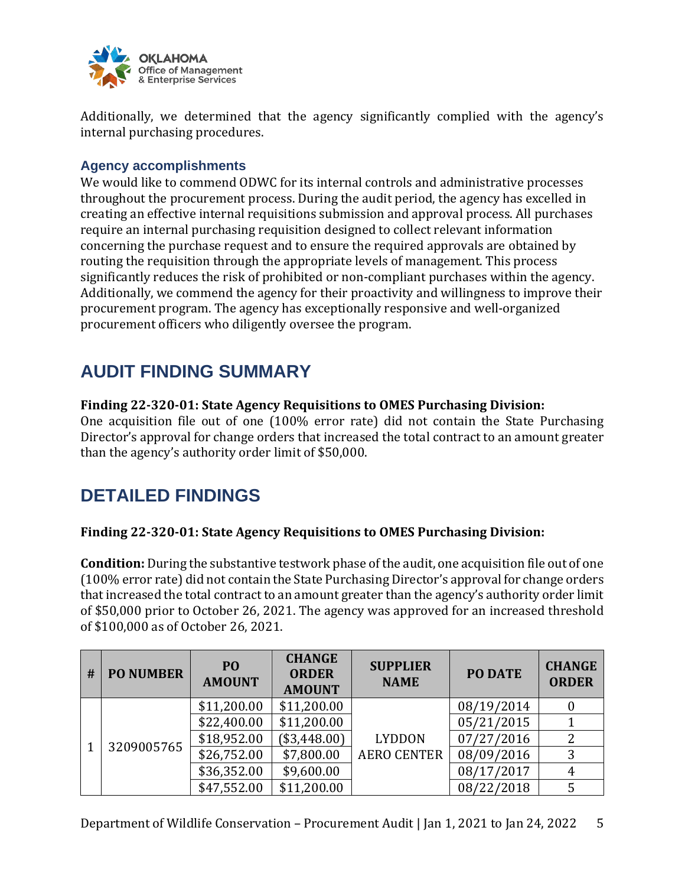Additionally, we determined that the agency significantly complied with the agency's internal purchasing procedures.

### Agency accomplishments

We would like to commend ODWC for its internal controls and administrative processes throughout the procurement process. During the audit period, the agency has excelled in creating an effective internal requisitions submission and approval process. All purchases require an internal purchasing requisition designed to collect relevant information concerning the purchase request and to ensure the required approvals are obtained by routing the requisition through the appropriate levels of management. This process significantly reduces the risk of prohibited or non-compliant purchases within the agency. Additionally, we commend the agency for their proactivity and willingness to improve their procurement program. The agency has exceptionally responsive and well-organized procurement officers who diligently oversee the program.

## AUDIT FINDING SUMMARY

**Finding 22-320-01: State Agency Requisitions to OMES Purchasing Division:**
One acquisition file out of one (100% error rate) did not contain the State Purchasing Director's approval for change orders that increased the total contract to an amount greater than the agency's authority order limit of $50,000.

## DETAILED FINDINGS

**Finding 22-320-01: State Agency Requisitions to OMES Purchasing Division:**

**Condition:** During the substantive testwork phase of the audit, one acquisition file out of one (100% error rate) did not contain the State Purchasing Director's approval for change orders that increased the total contract to an amount greater than the agency's authority order limit of $50,000 prior to October 26, 2021. The agency was approved for an increased threshold of $100,000 as of October 26, 2021.

| # | PO NUMBER | PO AMOUNT | CHANGE ORDER AMOUNT | SUPPLIER NAME | PO DATE | CHANGE ORDER |
|---|---|---|---|---|---|---|
| 1 | 3209005765 | $11,200.00 | $11,200.00 | LYDDON AERO CENTER | 08/19/2014 | 0 |
| | | $22,400.00 | $11,200.00 | | 05/21/2015 | 1 |
| | | $18,952.00 | ($3,448.00) | | 07/27/2016 | 2 |
| | | $26,752.00 | $7,800.00 | | 08/09/2016 | 3 |
| | | $36,352.00 | $9,600.00 | | 08/17/2017 | 4 |
| | | $47,552.00 | $11,200.00 | | 08/22/2018 | 5 |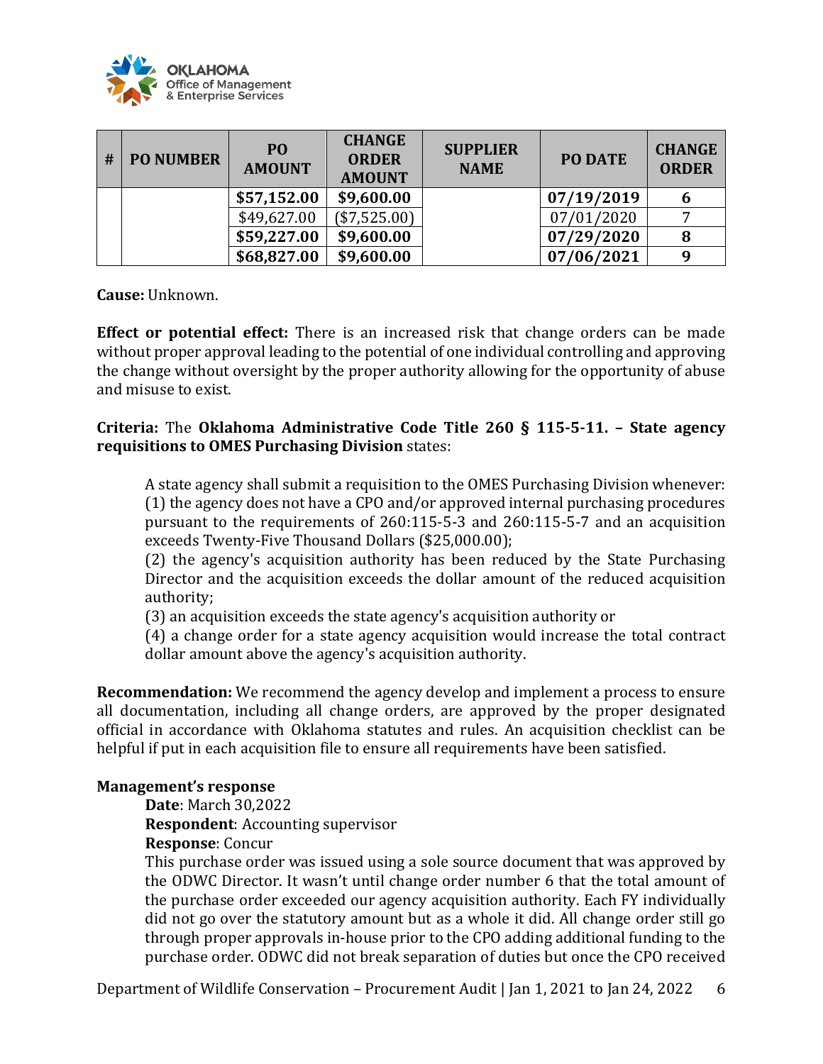| # | PO NUMBER | PO AMOUNT | CHANGE ORDER AMOUNT | SUPPLIER NAME | PO DATE | CHANGE ORDER |
|---|---|---|---|---|---|---|
| | | **$57,152.00** | **$9,600.00** | | **07/19/2019** | **6** |
| | | $49,627.00 | ($7,525.00) | | 07/01/2020 | 7 |
| | | **$59,227.00** | **$9,600.00** | | **07/29/2020** | **8** |
| | | **$68,827.00** | **$9,600.00** | | **07/06/2021** | **9** |

**Cause:** Unknown.

**Effect or potential effect:** There is an increased risk that change orders can be made without proper approval leading to the potential of one individual controlling and approving the change without oversight by the proper authority allowing for the opportunity of abuse and misuse to exist.

**Criteria:** The **Oklahoma Administrative Code Title 260 § 115-5-11. – State agency requisitions to OMES Purchasing Division** states:

> A state agency shall submit a requisition to the OMES Purchasing Division whenever:
> (1) the agency does not have a CPO and/or approved internal purchasing procedures pursuant to the requirements of 260:115-5-3 and 260:115-5-7 and an acquisition exceeds Twenty-Five Thousand Dollars ($25,000.00);
> (2) the agency's acquisition authority has been reduced by the State Purchasing Director and the acquisition exceeds the dollar amount of the reduced acquisition authority;
> (3) an acquisition exceeds the state agency's acquisition authority or
> (4) a change order for a state agency acquisition would increase the total contract dollar amount above the agency's acquisition authority.

**Recommendation:** We recommend the agency develop and implement a process to ensure all documentation, including all change orders, are approved by the proper designated official in accordance with Oklahoma statutes and rules. An acquisition checklist can be helpful if put in each acquisition file to ensure all requirements have been satisfied.

**Management's response**

> **Date**: March 30,2022
> **Respondent**: Accounting supervisor
> **Response**: Concur
> This purchase order was issued using a sole source document that was approved by the ODWC Director. It wasn't until change order number 6 that the total amount of the purchase order exceeded our agency acquisition authority. Each FY individually did not go over the statutory amount but as a whole it did. All change order still go through proper approvals in-house prior to the CPO adding additional funding to the purchase order. ODWC did not break separation of duties but once the CPO received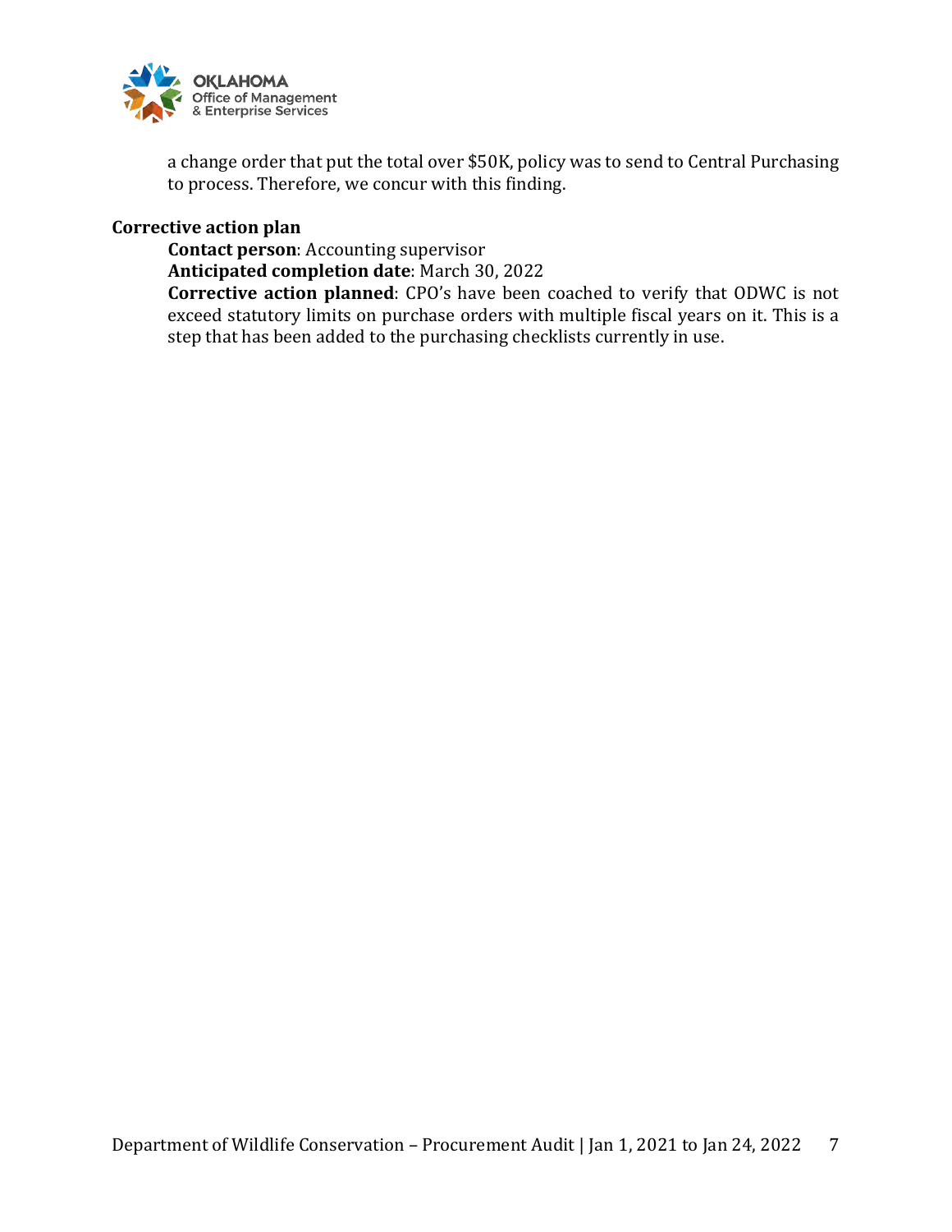a change order that put the total over $50K, policy was to send to Central Purchasing to process. Therefore, we concur with this finding.

**Corrective action plan**

**Contact person**: Accounting supervisor

**Anticipated completion date**: March 30, 2022

**Corrective action planned**: CPO's have been coached to verify that ODWC is not exceed statutory limits on purchase orders with multiple fiscal years on it. This is a step that has been added to the purchasing checklists currently in use.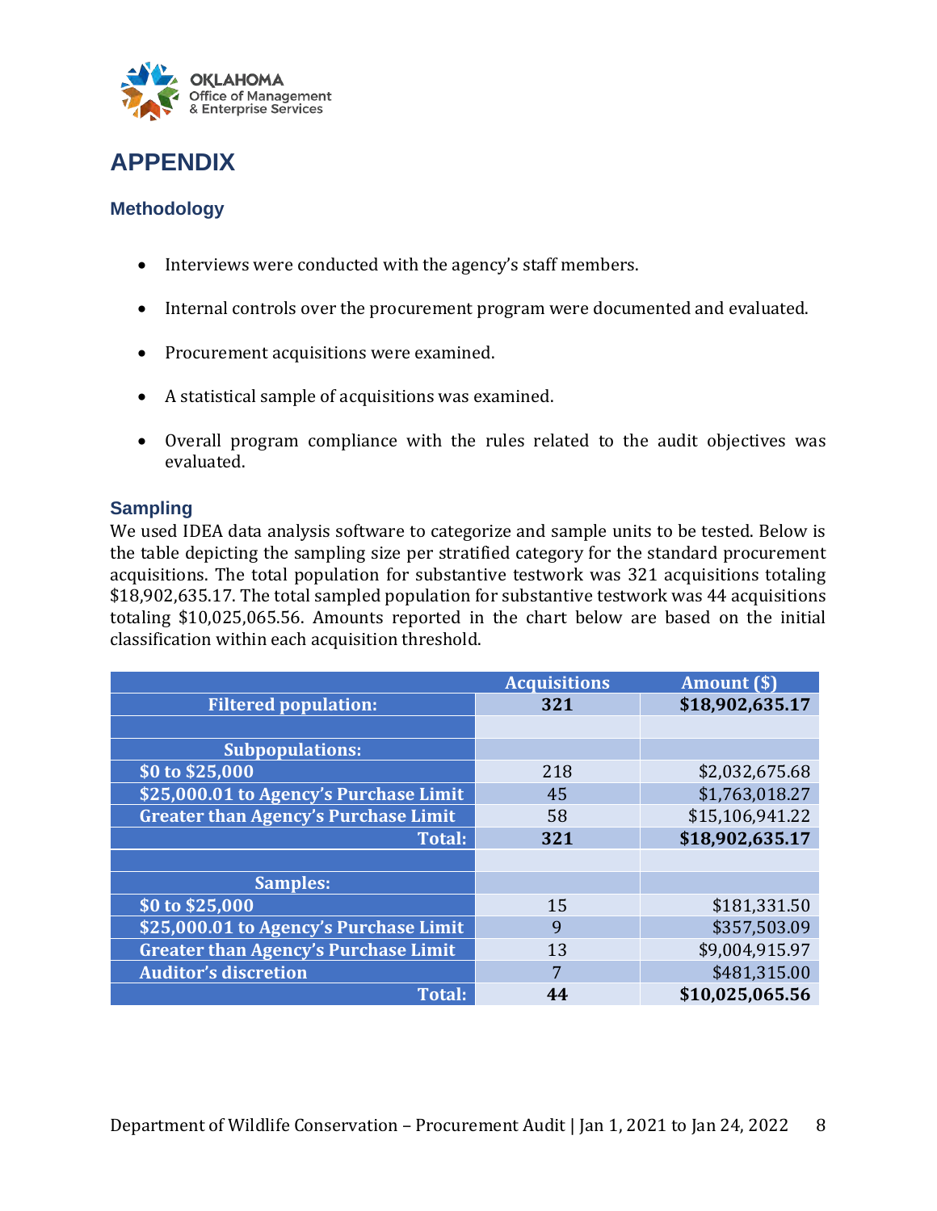# APPENDIX

## Methodology

- Interviews were conducted with the agency's staff members.
- Internal controls over the procurement program were documented and evaluated.
- Procurement acquisitions were examined.
- A statistical sample of acquisitions was examined.
- Overall program compliance with the rules related to the audit objectives was evaluated.

## Sampling

We used IDEA data analysis software to categorize and sample units to be tested. Below is the table depicting the sampling size per stratified category for the standard procurement acquisitions. The total population for substantive testwork was 321 acquisitions totaling $18,902,635.17. The total sampled population for substantive testwork was 44 acquisitions totaling $10,025,065.56. Amounts reported in the chart below are based on the initial classification within each acquisition threshold.

| | Acquisitions | Amount ($) |
|---|---|---|
| **Filtered population:** | **321** | **$18,902,635.17** |
| | | |
| **Subpopulations:** | | |
| **$0 to $25,000** | 218 | $2,032,675.68 |
| **$25,000.01 to Agency's Purchase Limit** | 45 | $1,763,018.27 |
| **Greater than Agency's Purchase Limit** | 58 | $15,106,941.22 |
| **Total:** | **321** | **$18,902,635.17** |
| | | |
| **Samples:** | | |
| **$0 to $25,000** | 15 | $181,331.50 |
| **$25,000.01 to Agency's Purchase Limit** | 9 | $357,503.09 |
| **Greater than Agency's Purchase Limit** | 13 | $9,004,915.97 |
| **Auditor's discretion** | 7 | $481,315.00 |
| **Total:** | **44** | **$10,025,065.56** |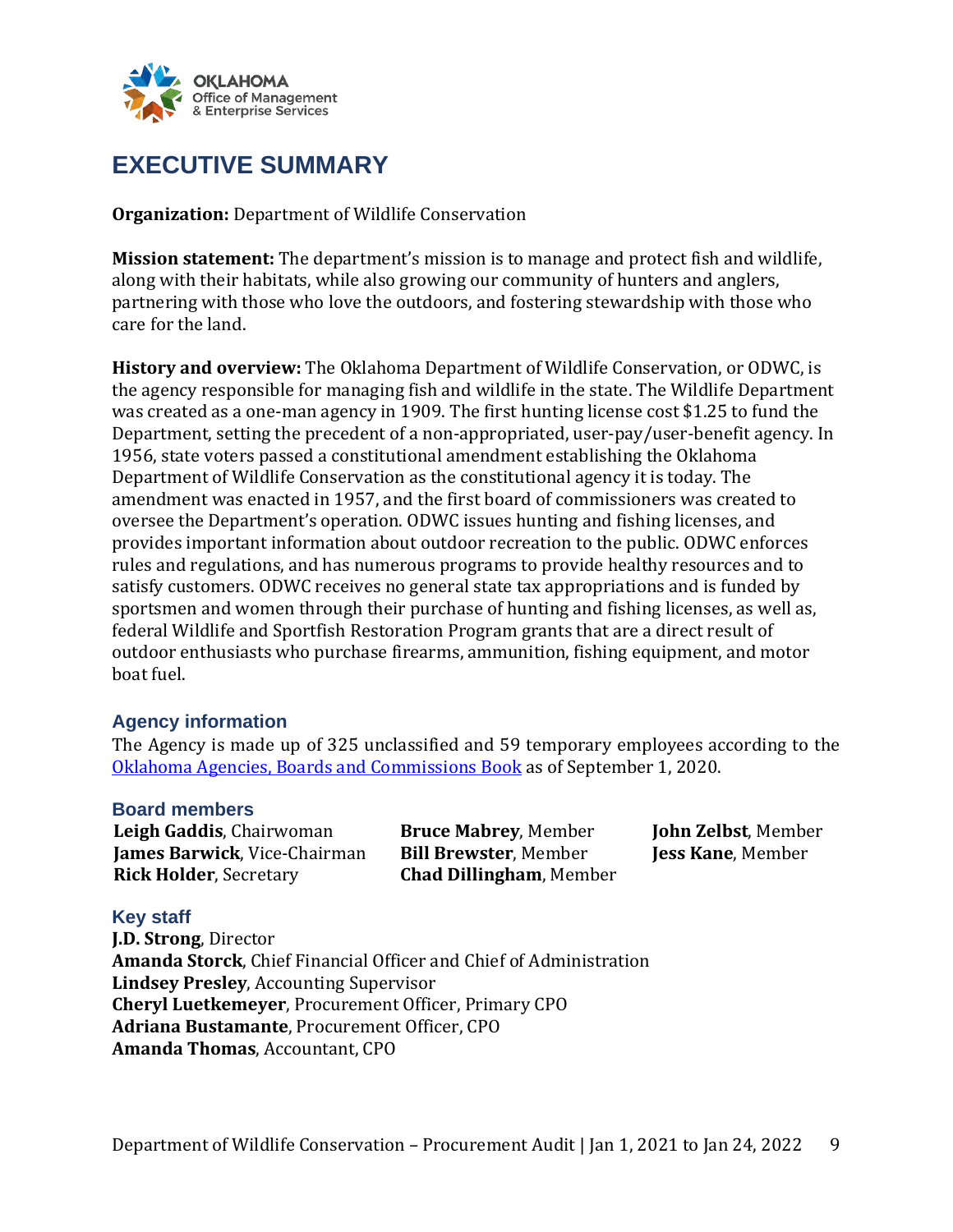# EXECUTIVE SUMMARY

**Organization:** Department of Wildlife Conservation

**Mission statement:** The department's mission is to manage and protect fish and wildlife, along with their habitats, while also growing our community of hunters and anglers, partnering with those who love the outdoors, and fostering stewardship with those who care for the land.

**History and overview:** The Oklahoma Department of Wildlife Conservation, or ODWC, is the agency responsible for managing fish and wildlife in the state. The Wildlife Department was created as a one-man agency in 1909. The first hunting license cost $1.25 to fund the Department, setting the precedent of a non-appropriated, user-pay/user-benefit agency. In 1956, state voters passed a constitutional amendment establishing the Oklahoma Department of Wildlife Conservation as the constitutional agency it is today. The amendment was enacted in 1957, and the first board of commissioners was created to oversee the Department's operation. ODWC issues hunting and fishing licenses, and provides important information about outdoor recreation to the public. ODWC enforces rules and regulations, and has numerous programs to provide healthy resources and to satisfy customers. ODWC receives no general state tax appropriations and is funded by sportsmen and women through their purchase of hunting and fishing licenses, as well as, federal Wildlife and Sportfish Restoration Program grants that are a direct result of outdoor enthusiasts who purchase firearms, ammunition, fishing equipment, and motor boat fuel.

## Agency information

The Agency is made up of 325 unclassified and 59 temporary employees according to the [Oklahoma Agencies, Boards and Commissions Book](Oklahoma Agencies, Boards and Commissions Book) as of September 1, 2020.

### Board members

**Leigh Gaddis**, Chairwoman
**James Barwick**, Vice-Chairman
**Rick Holder**, Secretary
**Bruce Mabrey**, Member
**Bill Brewster**, Member
**Chad Dillingham**, Member
**John Zelbst**, Member
**Jess Kane**, Member

### Key staff

**J.D. Strong**, Director
**Amanda Storck**, Chief Financial Officer and Chief of Administration
**Lindsey Presley**, Accounting Supervisor
**Cheryl Luetkemeyer**, Procurement Officer, Primary CPO
**Adriana Bustamante**, Procurement Officer, CPO
**Amanda Thomas**, Accountant, CPO